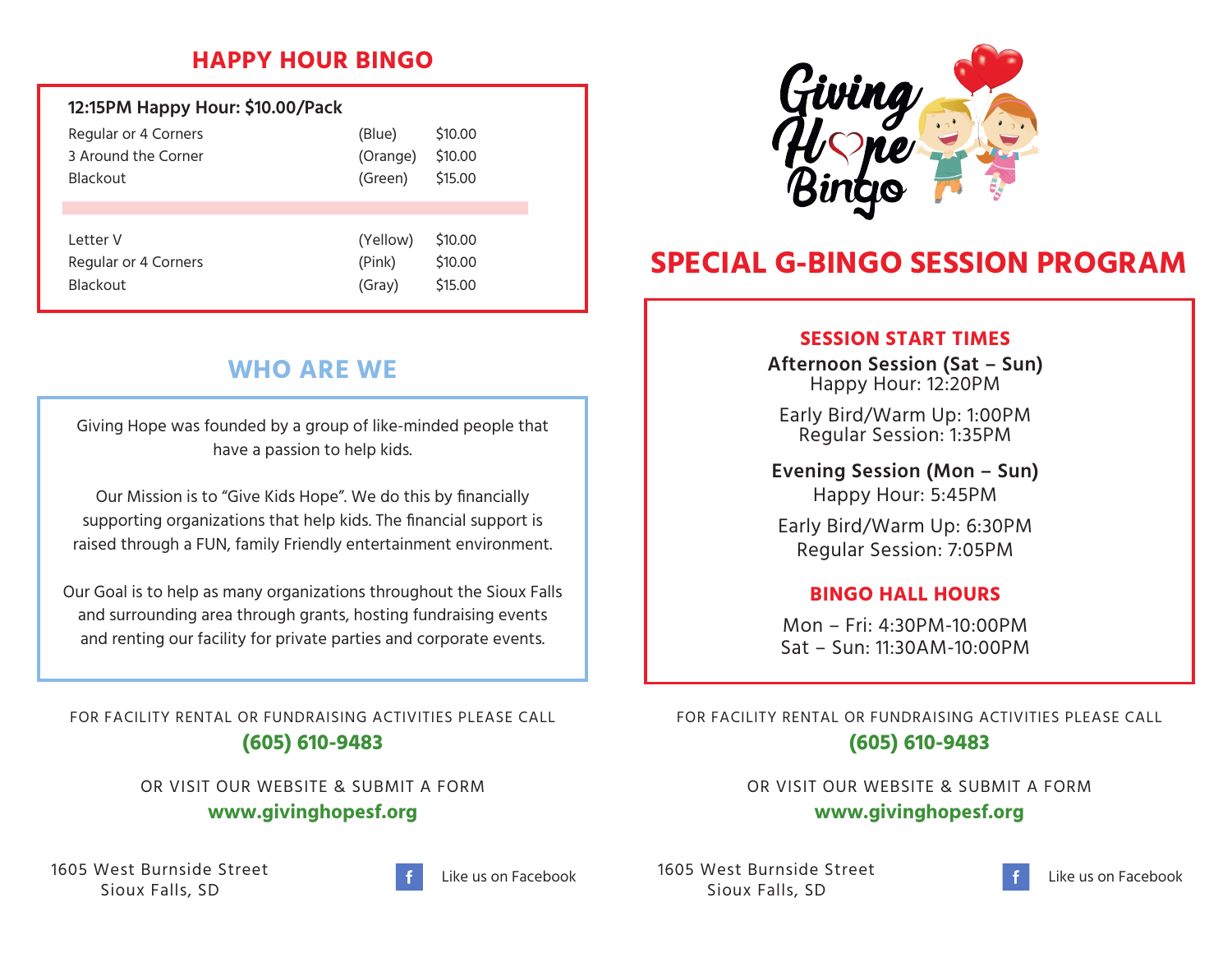## HAPPY HOUR BINGO

**12:15PM Happy Hour: $10.00/Pack**

| | | |
|---|---|---|
| Regular or 4 Corners | (Blue) | $10.00 |
| 3 Around the Corner | (Orange) | $10.00 |
| Blackout | (Green) | $15.00 |
| | | |
| Letter V | (Yellow) | $10.00 |
| Regular or 4 Corners | (Pink) | $10.00 |
| Blackout | (Gray) | $15.00 |

## WHO ARE WE

Giving Hope was founded by a group of like-minded people that have a passion to help kids.

Our Mission is to "Give Kids Hope". We do this by financially supporting organizations that help kids. The financial support is raised through a FUN, family Friendly entertainment environment.

Our Goal is to help as many organizations throughout the Sioux Falls and surrounding area through grants, hosting fundraising events and renting our facility for private parties and corporate events.

FOR FACILITY RENTAL OR FUNDRAISING ACTIVITIES PLEASE CALL

**(605) 610-9483**

OR VISIT OUR WEBSITE & SUBMIT A FORM

**www.givinghopesf.org**

1605 West Burnside Street
Sioux Falls, SD

Like us on Facebook

Giving Hope Bingo

# SPECIAL G-BINGO SESSION PROGRAM

### SESSION START TIMES

**Afternoon Session (Sat – Sun)**
Happy Hour: 12:20PM

Early Bird/Warm Up: 1:00PM
Regular Session: 1:35PM

**Evening Session (Mon – Sun)**
Happy Hour: 5:45PM

Early Bird/Warm Up: 6:30PM
Regular Session: 7:05PM

### BINGO HALL HOURS

Mon – Fri: 4:30PM-10:00PM
Sat – Sun: 11:30AM-10:00PM

FOR FACILITY RENTAL OR FUNDRAISING ACTIVITIES PLEASE CALL

**(605) 610-9483**

OR VISIT OUR WEBSITE & SUBMIT A FORM

**www.givinghopesf.org**

1605 West Burnside Street
Sioux Falls, SD

Like us on Facebook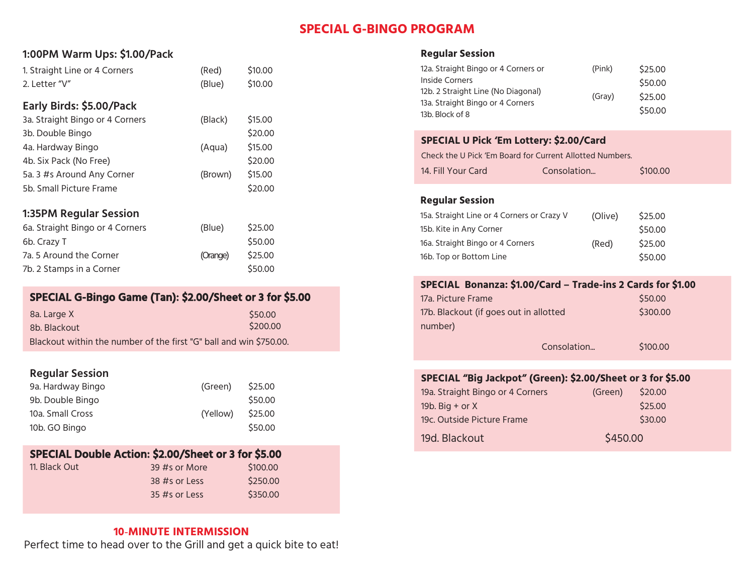# SPECIAL G-BINGO PROGRAM

## 1:00PM Warm Ups: $1.00/Pack

| | | |
|---|---|---|
| 1. Straight Line or 4 Corners | (Red) | $10.00 |
| 2. Letter "V" | (Blue) | $10.00 |

## Early Birds: $5.00/Pack

| | | |
|---|---|---|
| 3a. Straight Bingo or 4 Corners | (Black) | $15.00 |
| 3b. Double Bingo | | $20.00 |
| 4a. Hardway Bingo | (Aqua) | $15.00 |
| 4b. Six Pack (No Free) | | $20.00 |
| 5a. 3 #s Around Any Corner | (Brown) | $15.00 |
| 5b. Small Picture Frame | | $20.00 |

## 1:35PM Regular Session

| | | |
|---|---|---|
| 6a. Straight Bingo or 4 Corners | (Blue) | $25.00 |
| 6b. Crazy T | | $50.00 |
| 7a. 5 Around the Corner | (Orange) | $25.00 |
| 7b. 2 Stamps in a Corner | | $50.00 |

## SPECIAL G-Bingo Game (Tan): $2.00/Sheet or 3 for $5.00

| | |
|---|---|
| 8a. Large X | $50.00 |
| 8b. Blackout | $200.00 |

Blackout within the number of the first "G" ball and win $750.00.

## Regular Session

| | | |
|---|---|---|
| 9a. Hardway Bingo | (Green) | $25.00 |
| 9b. Double Bingo | | $50.00 |
| 10a. Small Cross | (Yellow) | $25.00 |
| 10b. GO Bingo | | $50.00 |

## SPECIAL Double Action: $2.00/Sheet or 3 for $5.00

| | | |
|---|---|---|
| 11. Black Out | 39 #s or More | $100.00 |
| | 38 #s or Less | $250.00 |
| | 35 #s or Less | $350.00 |

**10-MINUTE INTERMISSION**

Perfect time to head over to the Grill and get a quick bite to eat!

## Regular Session

| | | |
|---|---|---|
| 12a. Straight Bingo or 4 Corners or Inside Corners | (Pink) | $25.00 |
| 12b. 2 Straight Line (No Diagonal) | | $50.00 |
| 13a. Straight Bingo or 4 Corners | (Gray) | $25.00 |
| 13b. Block of 8 | | $50.00 |

## SPECIAL U Pick 'Em Lottery: $2.00/Card

Check the U Pick 'Em Board for Current Allotted Numbers.

| | | |
|---|---|---|
| 14. Fill Your Card | Consolation... | $100.00 |

## Regular Session

| | | |
|---|---|---|
| 15a. Straight Line or 4 Corners or Crazy V | (Olive) | $25.00 |
| 15b. Kite in Any Corner | | $50.00 |
| 16a. Straight Bingo or 4 Corners | (Red) | $25.00 |
| 16b. Top or Bottom Line | | $50.00 |

## SPECIAL Bonanza: $1.00/Card – Trade-ins 2 Cards for $1.00

| | |
|---|---|
| 17a. Picture Frame | $50.00 |
| 17b. Blackout (if goes out in allotted number) | $300.00 |
| Consolation... | $100.00 |

## SPECIAL "Big Jackpot" (Green): $2.00/Sheet or 3 for $5.00

| | | |
|---|---|---|
| 19a. Straight Bingo or 4 Corners | (Green) | $20.00 |
| 19b. Big + or X | | $25.00 |
| 19c. Outside Picture Frame | | $30.00 |
| 19d. Blackout | | $450.00 |